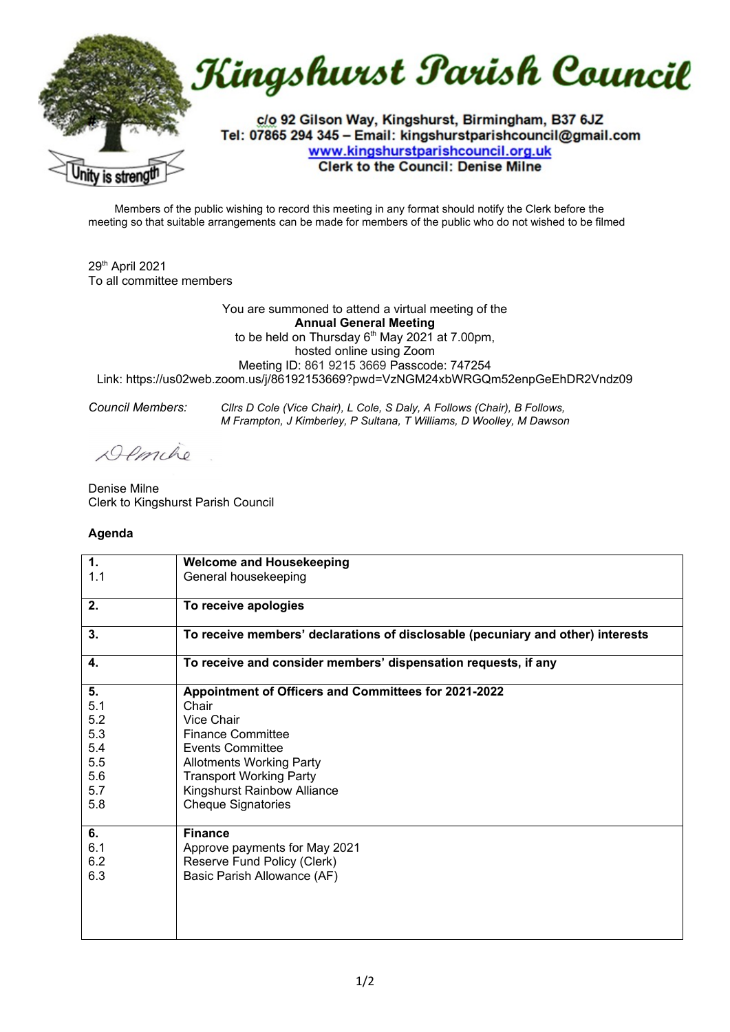# Kingshurst Parish Council

**c/o 92 Gilson Way, Kingshurst, Birmingham, B37 6JZ**
**Tel: 07865 294 345 – Email: kingshurstparishcouncil@gmail.com**
**www.kingshurstparishcouncil.org.uk**
**Clerk to the Council: Denise Milne**

Unity is strength

Members of the public wishing to record this meeting in any format should notify the Clerk before the meeting so that suitable arrangements can be made for members of the public who do not wished to be filmed

29th April 2021
To all committee members

You are summoned to attend a virtual meeting of the
**Annual General Meeting**
to be held on Thursday 6th May 2021 at 7.00pm,
hosted online using Zoom
Meeting ID: 861 9215 3669 Passcode: 747254
Link: https://us02web.zoom.us/j/86192153669?pwd=VzNGM24xbWRGQm52enpGeEhDR2Vndz09

*Council Members:* *Cllrs D Cole (Vice Chair), L Cole, S Daly, A Follows (Chair), B Follows, M Frampton, J Kimberley, P Sultana, T Williams, D Woolley, M Dawson*

Denise Milne
Clerk to Kingshurst Parish Council

**Agenda**

| | |
|---|---|
| **1.** | **Welcome and Housekeeping** |
| 1.1 | General housekeeping |
| **2.** | **To receive apologies** |
| **3.** | **To receive members' declarations of disclosable (pecuniary and other) interests** |
| **4.** | **To receive and consider members' dispensation requests, if any** |
| **5.** | **Appointment of Officers and Committees for 2021-2022** |
| 5.1 | Chair |
| 5.2 | Vice Chair |
| 5.3 | Finance Committee |
| 5.4 | Events Committee |
| 5.5 | Allotments Working Party |
| 5.6 | Transport Working Party |
| 5.7 | Kingshurst Rainbow Alliance |
| 5.8 | Cheque Signatories |
| **6.** | **Finance** |
| 6.1 | Approve payments for May 2021 |
| 6.2 | Reserve Fund Policy (Clerk) |
| 6.3 | Basic Parish Allowance (AF) |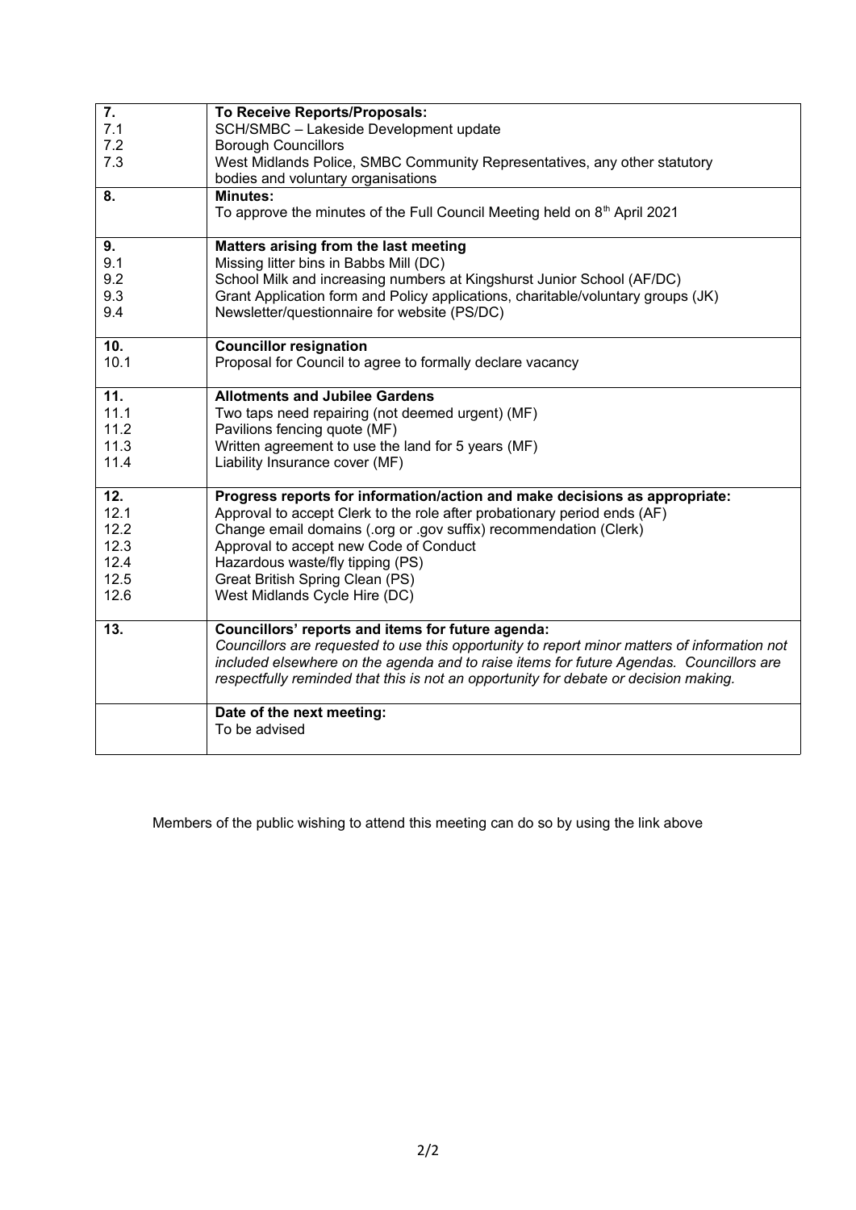| | |
|---|---|
| **7.** | **To Receive Reports/Proposals:** |
| 7.1 | SCH/SMBC – Lakeside Development update |
| 7.2 | Borough Councillors |
| 7.3 | West Midlands Police, SMBC Community Representatives, any other statutory bodies and voluntary organisations |
| **8.** | **Minutes:** |
| | To approve the minutes of the Full Council Meeting held on 8th April 2021 |
| **9.** | **Matters arising from the last meeting** |
| 9.1 | Missing litter bins in Babbs Mill (DC) |
| 9.2 | School Milk and increasing numbers at Kingshurst Junior School (AF/DC) |
| 9.3 | Grant Application form and Policy applications, charitable/voluntary groups (JK) |
| 9.4 | Newsletter/questionnaire for website (PS/DC) |
| **10.** | **Councillor resignation** |
| 10.1 | Proposal for Council to agree to formally declare vacancy |
| **11.** | **Allotments and Jubilee Gardens** |
| 11.1 | Two taps need repairing (not deemed urgent) (MF) |
| 11.2 | Pavilions fencing quote (MF) |
| 11.3 | Written agreement to use the land for 5 years (MF) |
| 11.4 | Liability Insurance cover (MF) |
| **12.** | **Progress reports for information/action and make decisions as appropriate:** |
| 12.1 | Approval to accept Clerk to the role after probationary period ends (AF) |
| 12.2 | Change email domains (.org or .gov suffix) recommendation (Clerk) |
| 12.3 | Approval to accept new Code of Conduct |
| 12.4 | Hazardous waste/fly tipping (PS) |
| 12.5 | Great British Spring Clean (PS) |
| 12.6 | West Midlands Cycle Hire (DC) |
| **13.** | **Councillors' reports and items for future agenda:** *Councillors are requested to use this opportunity to report minor matters of information not included elsewhere on the agenda and to raise items for future Agendas. Councillors are respectfully reminded that this is not an opportunity for debate or decision making.* |
| | **Date of the next meeting:** To be advised |

Members of the public wishing to attend this meeting can do so by using the link above